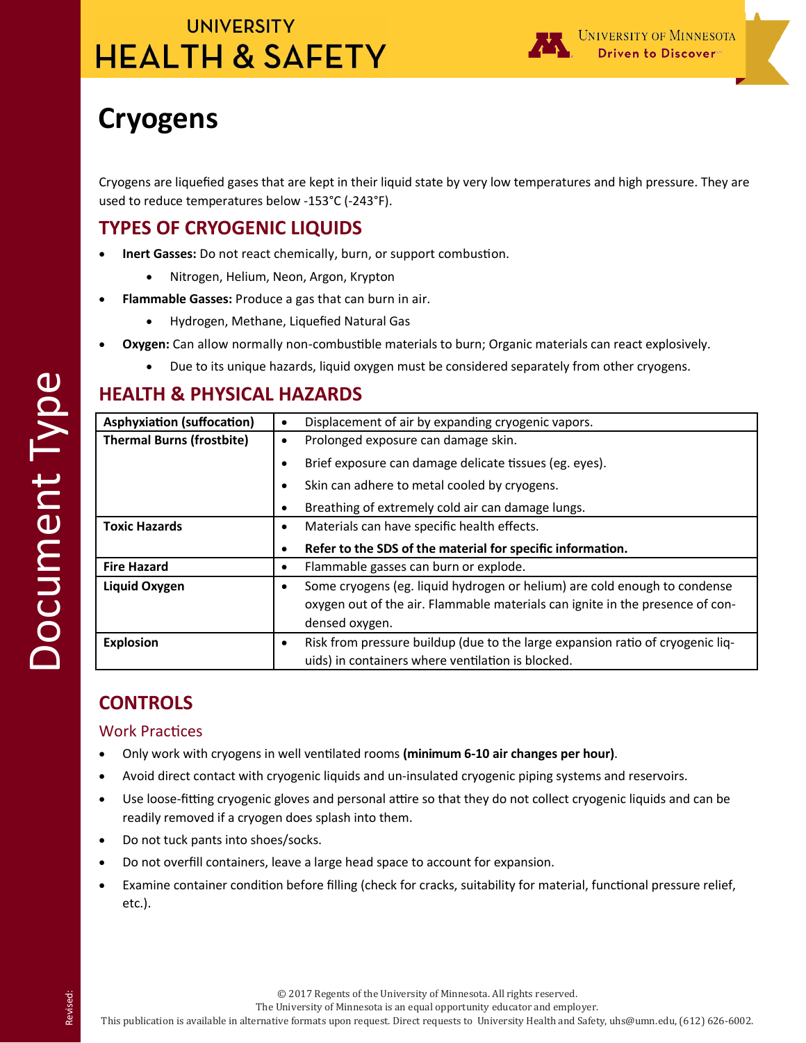# Cryogens

Cryogens are liquefied gases that are kept in their liquid state by very low temperatures and high pressure. They are used to reduce temperatures below -153°C (-243°F).

## TYPES OF CRYOGENIC LIQUIDS

- **Inert Gasses:** Do not react chemically, burn, or support combustion.
  - Nitrogen, Helium, Neon, Argon, Krypton
- **Flammable Gasses:** Produce a gas that can burn in air.
  - Hydrogen, Methane, Liquefied Natural Gas
- **Oxygen:** Can allow normally non-combustible materials to burn; Organic materials can react explosively.
  - Due to its unique hazards, liquid oxygen must be considered separately from other cryogens.

## HEALTH & PHYSICAL HAZARDS

| Hazard | Description |
|---|---|
| **Asphyxiation (suffocation)** | • Displacement of air by expanding cryogenic vapors. |
| **Thermal Burns (frostbite)** | • Prolonged exposure can damage skin.<br>• Brief exposure can damage delicate tissues (eg. eyes).<br>• Skin can adhere to metal cooled by cryogens.<br>• Breathing of extremely cold air can damage lungs. |
| **Toxic Hazards** | • Materials can have specific health effects.<br>• **Refer to the SDS of the material for specific information.** |
| **Fire Hazard** | • Flammable gasses can burn or explode. |
| **Liquid Oxygen** | • Some cryogens (eg. liquid hydrogen or helium) are cold enough to condense oxygen out of the air. Flammable materials can ignite in the presence of condensed oxygen. |
| **Explosion** | • Risk from pressure buildup (due to the large expansion ratio of cryogenic liquids) in containers where ventilation is blocked. |

## CONTROLS

### Work Practices

- Only work with cryogens in well ventilated rooms **(minimum 6-10 air changes per hour)**.
- Avoid direct contact with cryogenic liquids and un-insulated cryogenic piping systems and reservoirs.
- Use loose-fitting cryogenic gloves and personal attire so that they do not collect cryogenic liquids and can be readily removed if a cryogen does splash into them.
- Do not tuck pants into shoes/socks.
- Do not overfill containers, leave a large head space to account for expansion.
- Examine container condition before filling (check for cracks, suitability for material, functional pressure relief, etc.).

© 2017 Regents of the University of Minnesota. All rights reserved.
The University of Minnesota is an equal opportunity educator and employer.
This publication is available in alternative formats upon request. Direct requests to University Health and Safety, uhs@umn.edu, (612) 626-6002.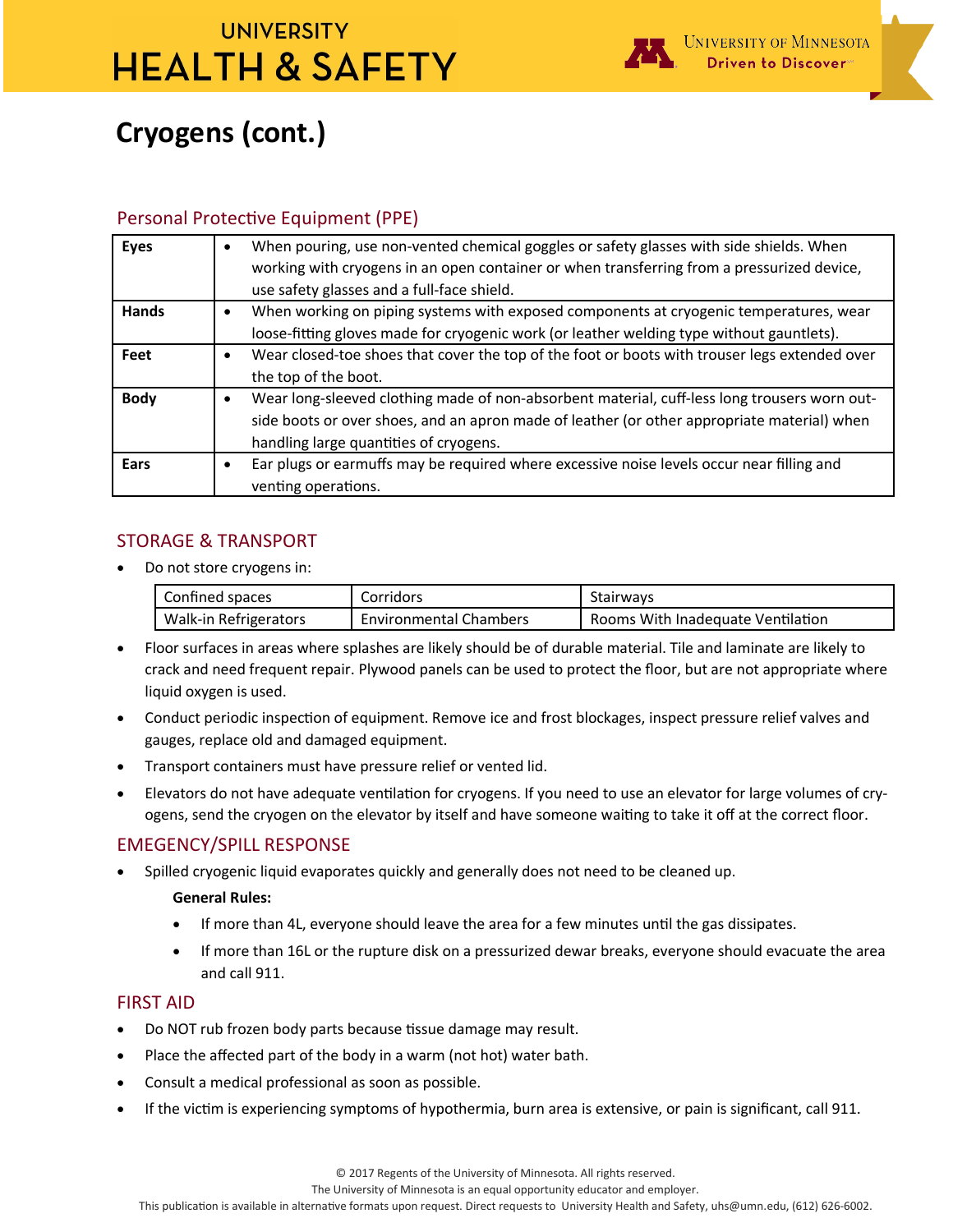# Cryogens (cont.)

## Personal Protective Equipment (PPE)

| | |
|---|---|
| **Eyes** | • When pouring, use non-vented chemical goggles or safety glasses with side shields. When working with cryogens in an open container or when transferring from a pressurized device, use safety glasses and a full-face shield. |
| **Hands** | • When working on piping systems with exposed components at cryogenic temperatures, wear loose-fitting gloves made for cryogenic work (or leather welding type without gauntlets). |
| **Feet** | • Wear closed-toe shoes that cover the top of the foot or boots with trouser legs extended over the top of the boot. |
| **Body** | • Wear long-sleeved clothing made of non-absorbent material, cuff-less long trousers worn outside boots or over shoes, and an apron made of leather (or other appropriate material) when handling large quantities of cryogens. |
| **Ears** | • Ear plugs or earmuffs may be required where excessive noise levels occur near filling and venting operations. |

## STORAGE & TRANSPORT

- Do not store cryogens in:

| | | |
|---|---|---|
| Confined spaces | Corridors | Stairways |
| Walk-in Refrigerators | Environmental Chambers | Rooms With Inadequate Ventilation |

- Floor surfaces in areas where splashes are likely should be of durable material. Tile and laminate are likely to crack and need frequent repair. Plywood panels can be used to protect the floor, but are not appropriate where liquid oxygen is used.
- Conduct periodic inspection of equipment. Remove ice and frost blockages, inspect pressure relief valves and gauges, replace old and damaged equipment.
- Transport containers must have pressure relief or vented lid.
- Elevators do not have adequate ventilation for cryogens. If you need to use an elevator for large volumes of cryogens, send the cryogen on the elevator by itself and have someone waiting to take it off at the correct floor.

## EMEGENCY/SPILL RESPONSE

- Spilled cryogenic liquid evaporates quickly and generally does not need to be cleaned up.

  **General Rules:**

  - If more than 4L, everyone should leave the area for a few minutes until the gas dissipates.
  - If more than 16L or the rupture disk on a pressurized dewar breaks, everyone should evacuate the area and call 911.

## FIRST AID

- Do NOT rub frozen body parts because tissue damage may result.
- Place the affected part of the body in a warm (not hot) water bath.
- Consult a medical professional as soon as possible.
- If the victim is experiencing symptoms of hypothermia, burn area is extensive, or pain is significant, call 911.

© 2017 Regents of the University of Minnesota. All rights reserved.
The University of Minnesota is an equal opportunity educator and employer.
This publication is available in alternative formats upon request. Direct requests to University Health and Safety, uhs@umn.edu, (612) 626-6002.